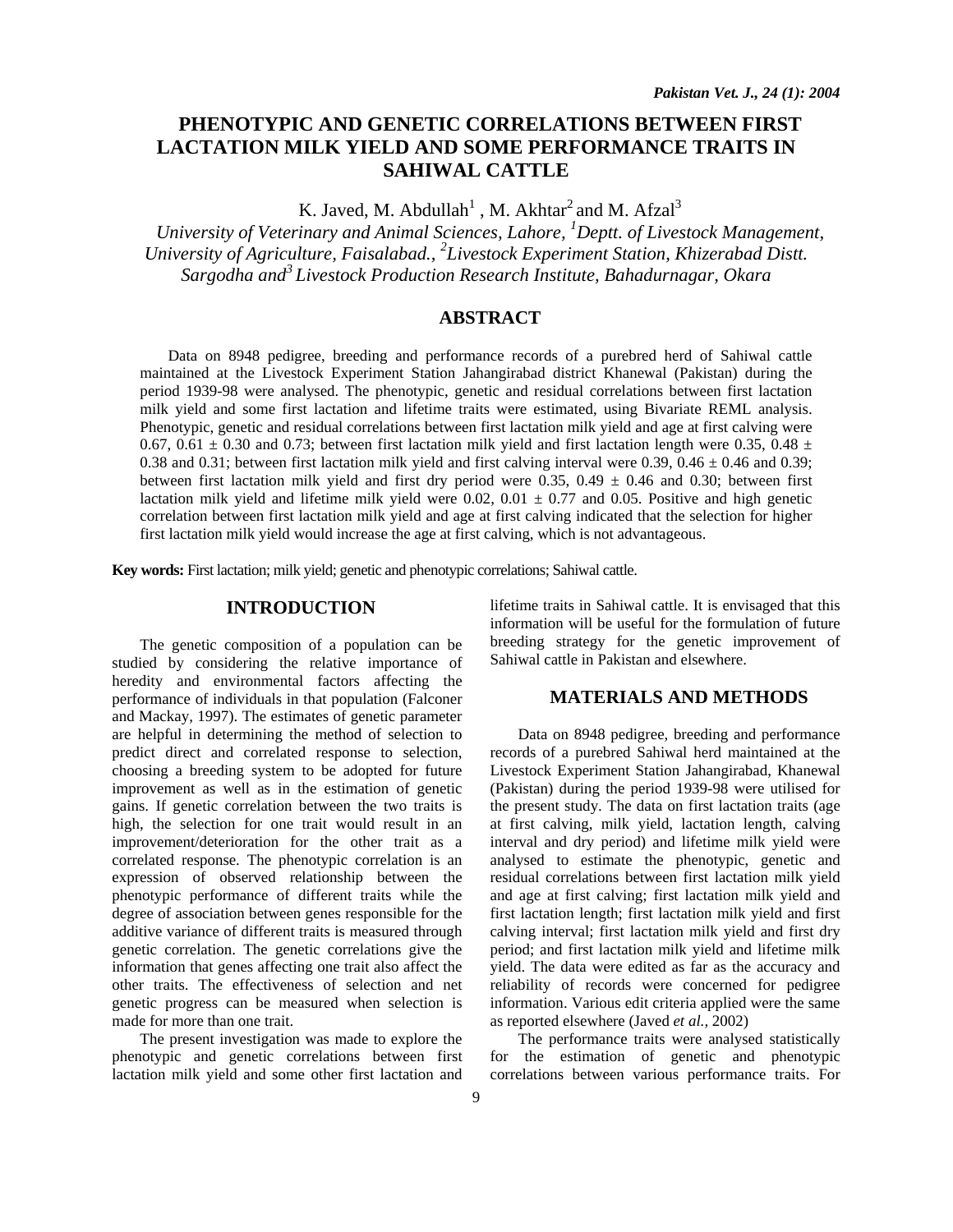# PHENOTYPIC AND GENETIC CORRELATIONS BETWEEN FIRST LACTATION MILK YIELD AND SOME PERFORMANCE TRAITS IN SAHIWAL CATTLE

K. Javed, M. Abdullah[1], M. Akhtar[2] and M. Afzal[3]

*University of Veterinary and Animal Sciences, Lahore, [1]Deptt. of Livestock Management, University of Agriculture, Faisalabad., [2]Livestock Experiment Station, Khizerabad Distt. Sargodha and[3] Livestock Production Research Institute, Bahadurnagar, Okara*

## ABSTRACT

Data on 8948 pedigree, breeding and performance records of a purebred herd of Sahiwal cattle maintained at the Livestock Experiment Station Jahangirabad district Khanewal (Pakistan) during the period 1939-98 were analysed. The phenotypic, genetic and residual correlations between first lactation milk yield and some first lactation and lifetime traits were estimated, using Bivariate REML analysis. Phenotypic, genetic and residual correlations between first lactation milk yield and age at first calving were 0.67, 0.61 ± 0.30 and 0.73; between first lactation milk yield and first lactation length were 0.35, 0.48 ± 0.38 and 0.31; between first lactation milk yield and first calving interval were 0.39, 0.46 ± 0.46 and 0.39; between first lactation milk yield and first dry period were 0.35, 0.49 ± 0.46 and 0.30; between first lactation milk yield and lifetime milk yield were 0.02, 0.01 ± 0.77 and 0.05. Positive and high genetic correlation between first lactation milk yield and age at first calving indicated that the selection for higher first lactation milk yield would increase the age at first calving, which is not advantageous.

**Key words:** First lactation; milk yield; genetic and phenotypic correlations; Sahiwal cattle.

## INTRODUCTION

The genetic composition of a population can be studied by considering the relative importance of heredity and environmental factors affecting the performance of individuals in that population (Falconer and Mackay, 1997). The estimates of genetic parameter are helpful in determining the method of selection to predict direct and correlated response to selection, choosing a breeding system to be adopted for future improvement as well as in the estimation of genetic gains. If genetic correlation between the two traits is high, the selection for one trait would result in an improvement/deterioration for the other trait as a correlated response. The phenotypic correlation is an expression of observed relationship between the phenotypic performance of different traits while the degree of association between genes responsible for the additive variance of different traits is measured through genetic correlation. The genetic correlations give the information that genes affecting one trait also affect the other traits. The effectiveness of selection and net genetic progress can be measured when selection is made for more than one trait.

The present investigation was made to explore the phenotypic and genetic correlations between first lactation milk yield and some other first lactation and lifetime traits in Sahiwal cattle. It is envisaged that this information will be useful for the formulation of future breeding strategy for the genetic improvement of Sahiwal cattle in Pakistan and elsewhere.

## MATERIALS AND METHODS

Data on 8948 pedigree, breeding and performance records of a purebred Sahiwal herd maintained at the Livestock Experiment Station Jahangirabad, Khanewal (Pakistan) during the period 1939-98 were utilised for the present study. The data on first lactation traits (age at first calving, milk yield, lactation length, calving interval and dry period) and lifetime milk yield were analysed to estimate the phenotypic, genetic and residual correlations between first lactation milk yield and age at first calving; first lactation milk yield and first lactation length; first lactation milk yield and first calving interval; first lactation milk yield and first dry period; and first lactation milk yield and lifetime milk yield. The data were edited as far as the accuracy and reliability of records were concerned for pedigree information. Various edit criteria applied were the same as reported elsewhere (Javed *et al.,* 2002)

The performance traits were analysed statistically for the estimation of genetic and phenotypic correlations between various performance traits. For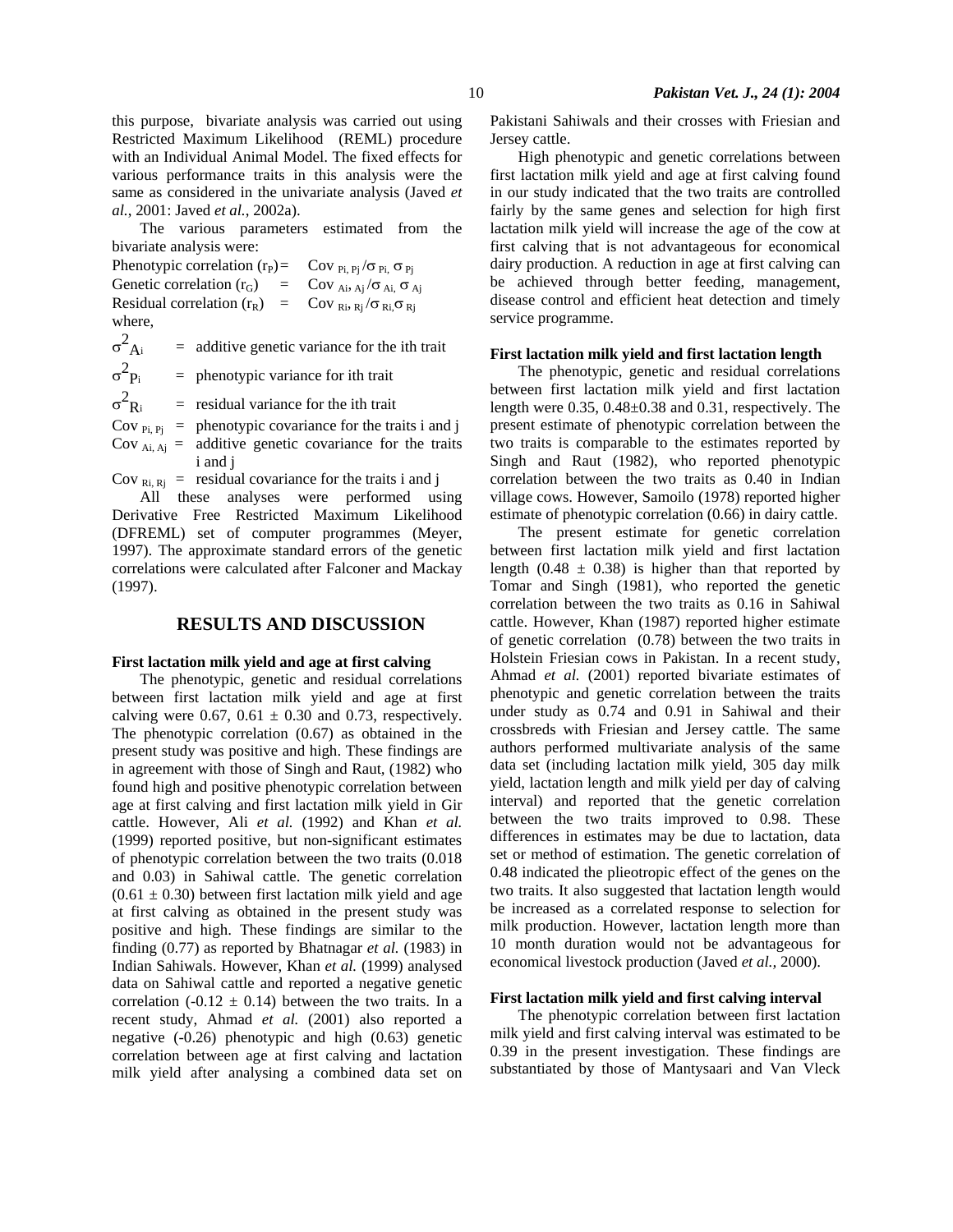this purpose, bivariate analysis was carried out using Restricted Maximum Likelihood (REML) procedure with an Individual Animal Model. The fixed effects for various performance traits in this analysis were the same as considered in the univariate analysis (Javed *et al.*, 2001: Javed *et al.*, 2002a).

The various parameters estimated from the bivariate analysis were:

Phenotypic correlation ($r_P$) = $Cov_{Pi, Pj} / \sigma_{Pi,} \sigma_{Pj}$

Genetic correlation ($r_G$) = $Cov_{Ai, Aj} / \sigma_{Ai,} \sigma_{Aj}$

Residual correlation ($r_R$) = $Cov_{Ri, Rj} / \sigma_{Ri,} \sigma_{Rj}$

where,

$\sigma^2_{Ai}$ = additive genetic variance for the ith trait

$\sigma^2_{Pi}$ = phenotypic variance for ith trait

$\sigma^2_{Ri}$ = residual variance for the ith trait

$Cov_{Pi, Pj}$ = phenotypic covariance for the traits i and j

$Cov_{Ai, Aj}$ = additive genetic covariance for the traits i and j

$Cov_{Ri, Rj}$ = residual covariance for the traits i and j

All these analyses were performed using Derivative Free Restricted Maximum Likelihood (DFREML) set of computer programmes (Meyer, 1997). The approximate standard errors of the genetic correlations were calculated after Falconer and Mackay (1997).

## RESULTS AND DISCUSSION

### First lactation milk yield and age at first calving

The phenotypic, genetic and residual correlations between first lactation milk yield and age at first calving were 0.67, 0.61 ± 0.30 and 0.73, respectively. The phenotypic correlation (0.67) as obtained in the present study was positive and high. These findings are in agreement with those of Singh and Raut, (1982) who found high and positive phenotypic correlation between age at first calving and first lactation milk yield in Gir cattle. However, Ali *et al.* (1992) and Khan *et al.* (1999) reported positive, but non-significant estimates of phenotypic correlation between the two traits (0.018 and 0.03) in Sahiwal cattle. The genetic correlation (0.61 ± 0.30) between first lactation milk yield and age at first calving as obtained in the present study was positive and high. These findings are similar to the finding (0.77) as reported by Bhatnagar *et al.* (1983) in Indian Sahiwals. However, Khan *et al.* (1999) analysed data on Sahiwal cattle and reported a negative genetic correlation (-0.12 ± 0.14) between the two traits. In a recent study, Ahmad *et al.* (2001) also reported a negative (-0.26) phenotypic and high (0.63) genetic correlation between age at first calving and lactation milk yield after analysing a combined data set on Pakistani Sahiwals and their crosses with Friesian and Jersey cattle.

High phenotypic and genetic correlations between first lactation milk yield and age at first calving found in our study indicated that the two traits are controlled fairly by the same genes and selection for high first lactation milk yield will increase the age of the cow at first calving that is not advantageous for economical dairy production. A reduction in age at first calving can be achieved through better feeding, management, disease control and efficient heat detection and timely service programme.

### First lactation milk yield and first lactation length

The phenotypic, genetic and residual correlations between first lactation milk yield and first lactation length were 0.35, 0.48±0.38 and 0.31, respectively. The present estimate of phenotypic correlation between the two traits is comparable to the estimates reported by Singh and Raut (1982), who reported phenotypic correlation between the two traits as 0.40 in Indian village cows. However, Samoilo (1978) reported higher estimate of phenotypic correlation (0.66) in dairy cattle.

The present estimate for genetic correlation between first lactation milk yield and first lactation length (0.48 ± 0.38) is higher than that reported by Tomar and Singh (1981), who reported the genetic correlation between the two traits as 0.16 in Sahiwal cattle. However, Khan (1987) reported higher estimate of genetic correlation (0.78) between the two traits in Holstein Friesian cows in Pakistan. In a recent study, Ahmad *et al.* (2001) reported bivariate estimates of phenotypic and genetic correlation between the traits under study as 0.74 and 0.91 in Sahiwal and their crossbreds with Friesian and Jersey cattle. The same authors performed multivariate analysis of the same data set (including lactation milk yield, 305 day milk yield, lactation length and milk yield per day of calving interval) and reported that the genetic correlation between the two traits improved to 0.98. These differences in estimates may be due to lactation, data set or method of estimation. The genetic correlation of 0.48 indicated the pleiotropic effect of the genes on the two traits. It also suggested that lactation length would be increased as a correlated response to selection for milk production. However, lactation length more than 10 month duration would not be advantageous for economical livestock production (Javed *et al.*, 2000).

### First lactation milk yield and first calving interval

The phenotypic correlation between first lactation milk yield and first calving interval was estimated to be 0.39 in the present investigation. These findings are substantiated by those of Mantysaari and Van Vleck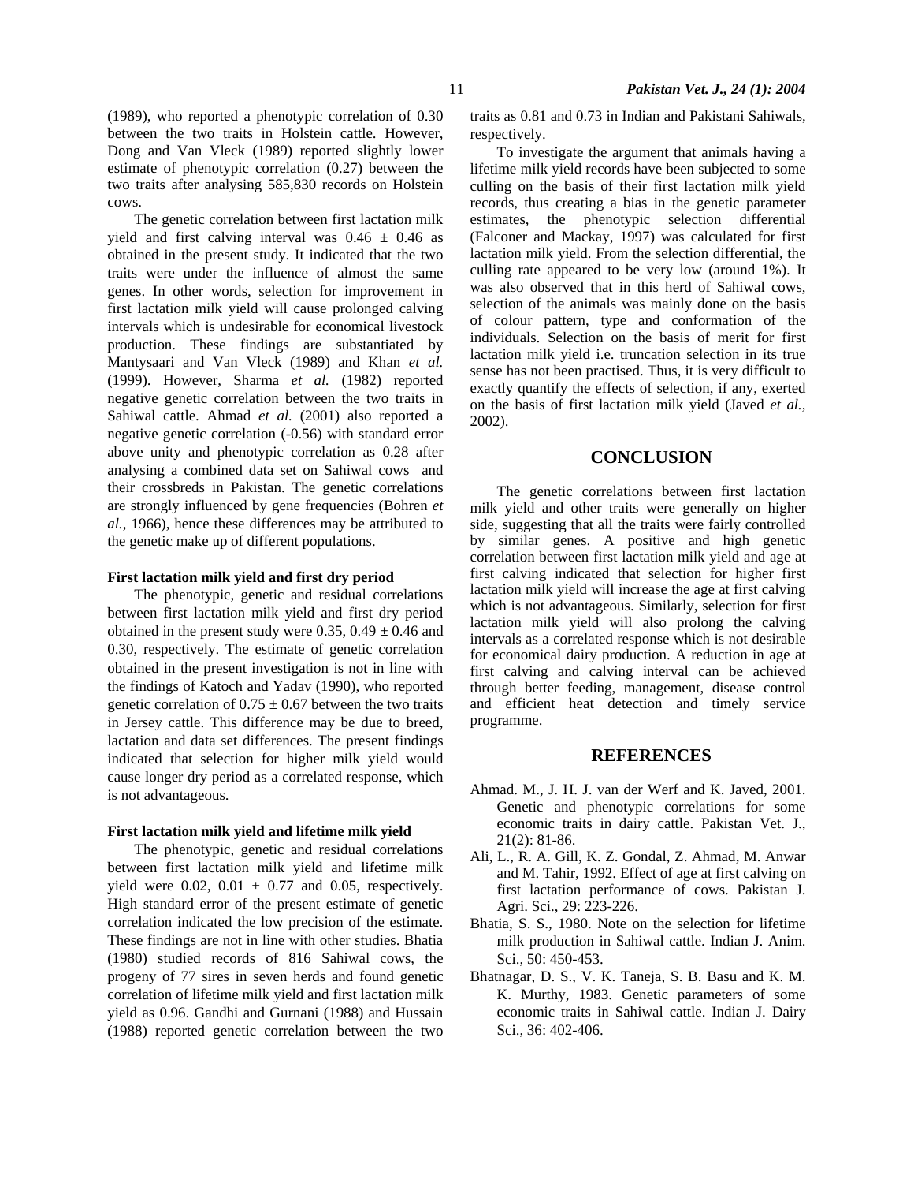(1989), who reported a phenotypic correlation of 0.30 between the two traits in Holstein cattle. However, Dong and Van Vleck (1989) reported slightly lower estimate of phenotypic correlation (0.27) between the two traits after analysing 585,830 records on Holstein cows.

The genetic correlation between first lactation milk yield and first calving interval was $0.46 \pm 0.46$ as obtained in the present study. It indicated that the two traits were under the influence of almost the same genes. In other words, selection for improvement in first lactation milk yield will cause prolonged calving intervals which is undesirable for economical livestock production. These findings are substantiated by Mantysaari and Van Vleck (1989) and Khan *et al.* (1999). However, Sharma *et al.* (1982) reported negative genetic correlation between the two traits in Sahiwal cattle. Ahmad *et al.* (2001) also reported a negative genetic correlation (-0.56) with standard error above unity and phenotypic correlation as 0.28 after analysing a combined data set on Sahiwal cows and their crossbreds in Pakistan. The genetic correlations are strongly influenced by gene frequencies (Bohren *et al.*, 1966), hence these differences may be attributed to the genetic make up of different populations.

#### First lactation milk yield and first dry period

The phenotypic, genetic and residual correlations between first lactation milk yield and first dry period obtained in the present study were 0.35, $0.49 \pm 0.46$ and 0.30, respectively. The estimate of genetic correlation obtained in the present investigation is not in line with the findings of Katoch and Yadav (1990), who reported genetic correlation of $0.75 \pm 0.67$ between the two traits in Jersey cattle. This difference may be due to breed, lactation and data set differences. The present findings indicated that selection for higher milk yield would cause longer dry period as a correlated response, which is not advantageous.

#### First lactation milk yield and lifetime milk yield

The phenotypic, genetic and residual correlations between first lactation milk yield and lifetime milk yield were 0.02, $0.01 \pm 0.77$ and 0.05, respectively. High standard error of the present estimate of genetic correlation indicated the low precision of the estimate. These findings are not in line with other studies. Bhatia (1980) studied records of 816 Sahiwal cows, the progeny of 77 sires in seven herds and found genetic correlation of lifetime milk yield and first lactation milk yield as 0.96. Gandhi and Gurnani (1988) and Hussain (1988) reported genetic correlation between the two traits as 0.81 and 0.73 in Indian and Pakistani Sahiwals, respectively.

To investigate the argument that animals having a lifetime milk yield records have been subjected to some culling on the basis of their first lactation milk yield records, thus creating a bias in the genetic parameter estimates, the phenotypic selection differential (Falconer and Mackay, 1997) was calculated for first lactation milk yield. From the selection differential, the culling rate appeared to be very low (around 1%). It was also observed that in this herd of Sahiwal cows, selection of the animals was mainly done on the basis of colour pattern, type and conformation of the individuals. Selection on the basis of merit for first lactation milk yield i.e. truncation selection in its true sense has not been practised. Thus, it is very difficult to exactly quantify the effects of selection, if any, exerted on the basis of first lactation milk yield (Javed *et al.*, 2002).

## CONCLUSION

The genetic correlations between first lactation milk yield and other traits were generally on higher side, suggesting that all the traits were fairly controlled by similar genes. A positive and high genetic correlation between first lactation milk yield and age at first calving indicated that selection for higher first lactation milk yield will increase the age at first calving which is not advantageous. Similarly, selection for first lactation milk yield will also prolong the calving intervals as a correlated response which is not desirable for economical dairy production. A reduction in age at first calving and calving interval can be achieved through better feeding, management, disease control and efficient heat detection and timely service programme.

## REFERENCES

Ahmad. M., J. H. J. van der Werf and K. Javed, 2001. Genetic and phenotypic correlations for some economic traits in dairy cattle. Pakistan Vet. J., 21(2): 81-86.

Ali, L., R. A. Gill, K. Z. Gondal, Z. Ahmad, M. Anwar and M. Tahir, 1992. Effect of age at first calving on first lactation performance of cows. Pakistan J. Agri. Sci., 29: 223-226.

Bhatia, S. S., 1980. Note on the selection for lifetime milk production in Sahiwal cattle. Indian J. Anim. Sci., 50: 450-453.

Bhatnagar, D. S., V. K. Taneja, S. B. Basu and K. M. K. Murthy, 1983. Genetic parameters of some economic traits in Sahiwal cattle. Indian J. Dairy Sci., 36: 402-406.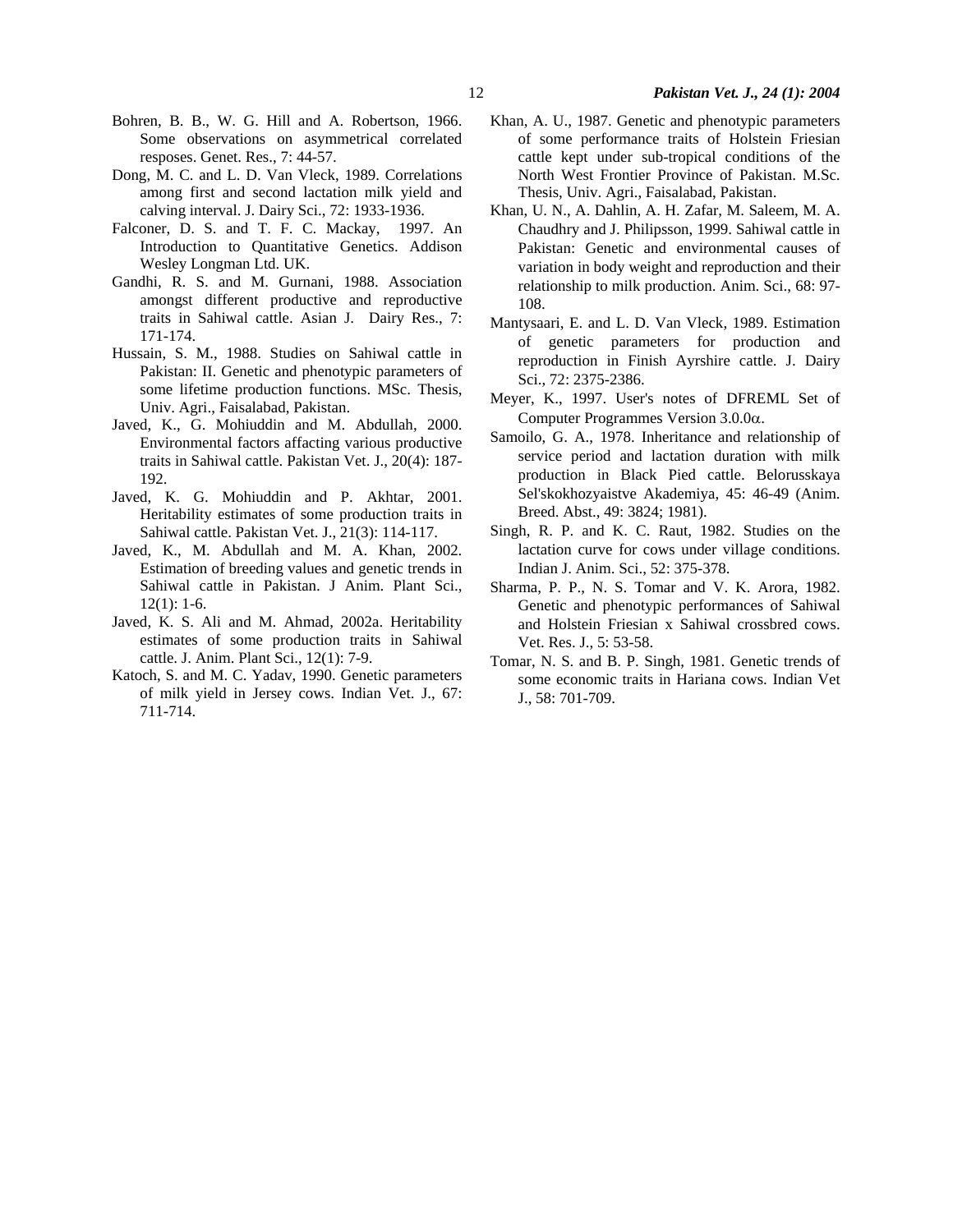Bohren, B. B., W. G. Hill and A. Robertson, 1966. Some observations on asymmetrical correlated resposes. Genet. Res., 7: 44-57.

Dong, M. C. and L. D. Van Vleck, 1989. Correlations among first and second lactation milk yield and calving interval. J. Dairy Sci., 72: 1933-1936.

Falconer, D. S. and T. F. C. Mackay, 1997. An Introduction to Quantitative Genetics. Addison Wesley Longman Ltd. UK.

Gandhi, R. S. and M. Gurnani, 1988. Association amongst different productive and reproductive traits in Sahiwal cattle. Asian J. Dairy Res., 7: 171-174.

Hussain, S. M., 1988. Studies on Sahiwal cattle in Pakistan: II. Genetic and phenotypic parameters of some lifetime production functions. MSc. Thesis, Univ. Agri., Faisalabad, Pakistan.

Javed, K., G. Mohiuddin and M. Abdullah, 2000. Environmental factors affacting various productive traits in Sahiwal cattle. Pakistan Vet. J., 20(4): 187-192.

Javed, K. G. Mohiuddin and P. Akhtar, 2001. Heritability estimates of some production traits in Sahiwal cattle. Pakistan Vet. J., 21(3): 114-117.

Javed, K., M. Abdullah and M. A. Khan, 2002. Estimation of breeding values and genetic trends in Sahiwal cattle in Pakistan. J Anim. Plant Sci., 12(1): 1-6.

Javed, K. S. Ali and M. Ahmad, 2002a. Heritability estimates of some production traits in Sahiwal cattle. J. Anim. Plant Sci., 12(1): 7-9.

Katoch, S. and M. C. Yadav, 1990. Genetic parameters of milk yield in Jersey cows. Indian Vet. J., 67: 711-714.

Khan, A. U., 1987. Genetic and phenotypic parameters of some performance traits of Holstein Friesian cattle kept under sub-tropical conditions of the North West Frontier Province of Pakistan. M.Sc. Thesis, Univ. Agri., Faisalabad, Pakistan.

Khan, U. N., A. Dahlin, A. H. Zafar, M. Saleem, M. A. Chaudhry and J. Philipsson, 1999. Sahiwal cattle in Pakistan: Genetic and environmental causes of variation in body weight and reproduction and their relationship to milk production. Anim. Sci., 68: 97-108.

Mantysaari, E. and L. D. Van Vleck, 1989. Estimation of genetic parameters for production and reproduction in Finish Ayrshire cattle. J. Dairy Sci., 72: 2375-2386.

Meyer, K., 1997. User's notes of DFREML Set of Computer Programmes Version 3.0.0$\alpha$.

Samoilo, G. A., 1978. Inheritance and relationship of service period and lactation duration with milk production in Black Pied cattle. Belorusskaya Sel'skokhozyaistve Akademiya, 45: 46-49 (Anim. Breed. Abst., 49: 3824; 1981).

Singh, R. P. and K. C. Raut, 1982. Studies on the lactation curve for cows under village conditions. Indian J. Anim. Sci., 52: 375-378.

Sharma, P. P., N. S. Tomar and V. K. Arora, 1982. Genetic and phenotypic performances of Sahiwal and Holstein Friesian x Sahiwal crossbred cows. Vet. Res. J., 5: 53-58.

Tomar, N. S. and B. P. Singh, 1981. Genetic trends of some economic traits in Hariana cows. Indian Vet J., 58: 701-709.